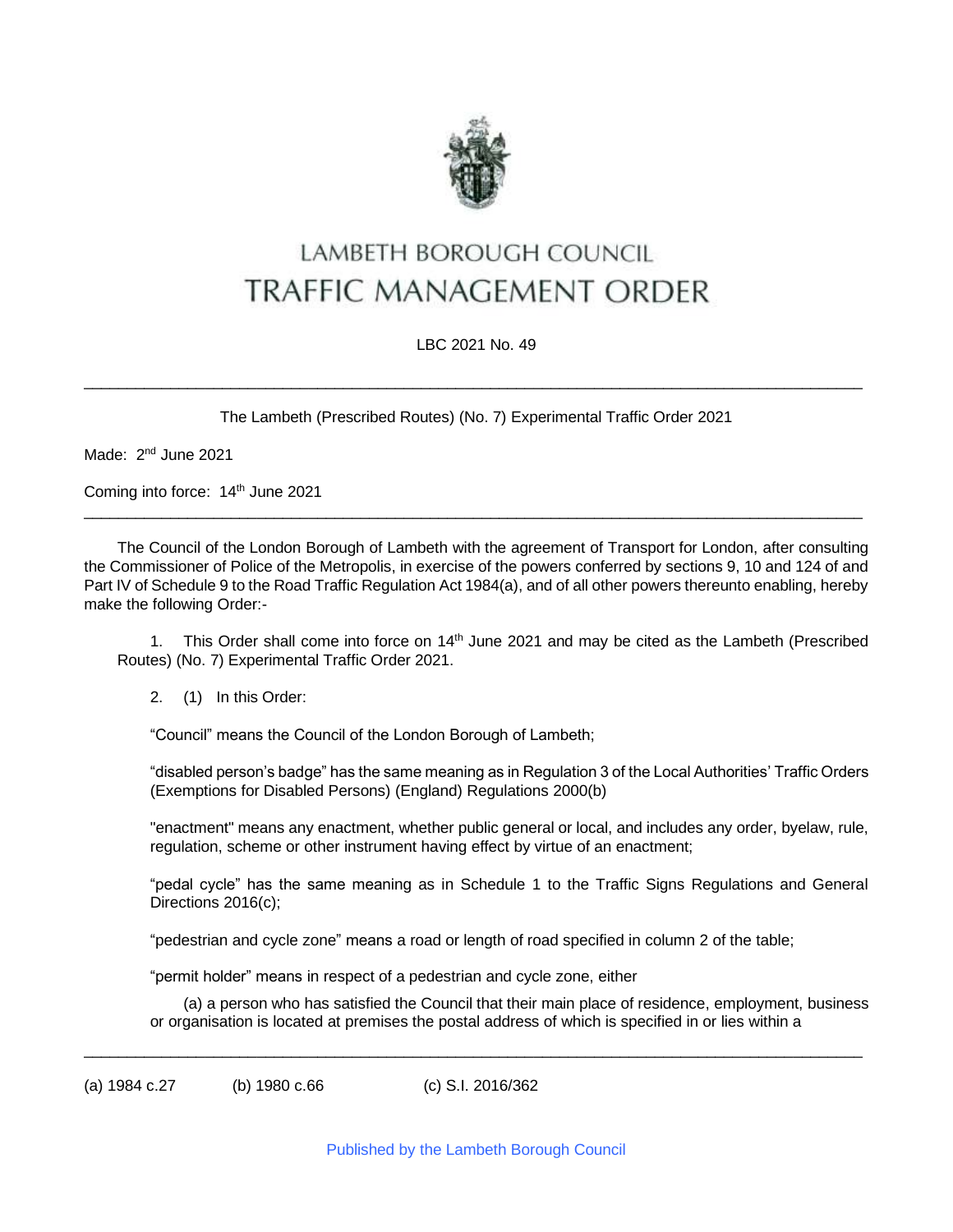# LAMBETH BOROUGH COUNCIL
# TRAFFIC MANAGEMENT ORDER

LBC 2021 No. 49

---

The Lambeth (Prescribed Routes) (No. 7) Experimental Traffic Order 2021

Made: 2[nd] June 2021

Coming into force: 14[th] June 2021

---

The Council of the London Borough of Lambeth with the agreement of Transport for London, after consulting the Commissioner of Police of the Metropolis, in exercise of the powers conferred by sections 9, 10 and 124 of and Part IV of Schedule 9 to the Road Traffic Regulation Act 1984(a), and of all other powers thereunto enabling, hereby make the following Order:-

1. This Order shall come into force on 14[th] June 2021 and may be cited as the Lambeth (Prescribed Routes) (No. 7) Experimental Traffic Order 2021.

2. (1) In this Order:

"Council" means the Council of the London Borough of Lambeth;

"disabled person's badge" has the same meaning as in Regulation 3 of the Local Authorities' Traffic Orders (Exemptions for Disabled Persons) (England) Regulations 2000(b)

"enactment" means any enactment, whether public general or local, and includes any order, byelaw, rule, regulation, scheme or other instrument having effect by virtue of an enactment;

"pedal cycle" has the same meaning as in Schedule 1 to the Traffic Signs Regulations and General Directions 2016(c);

"pedestrian and cycle zone" means a road or length of road specified in column 2 of the table;

"permit holder" means in respect of a pedestrian and cycle zone, either

(a) a person who has satisfied the Council that their main place of residence, employment, business or organisation is located at premises the postal address of which is specified in or lies within a

---

(a) 1984 c.27 (b) 1980 c.66 (c) S.I. 2016/362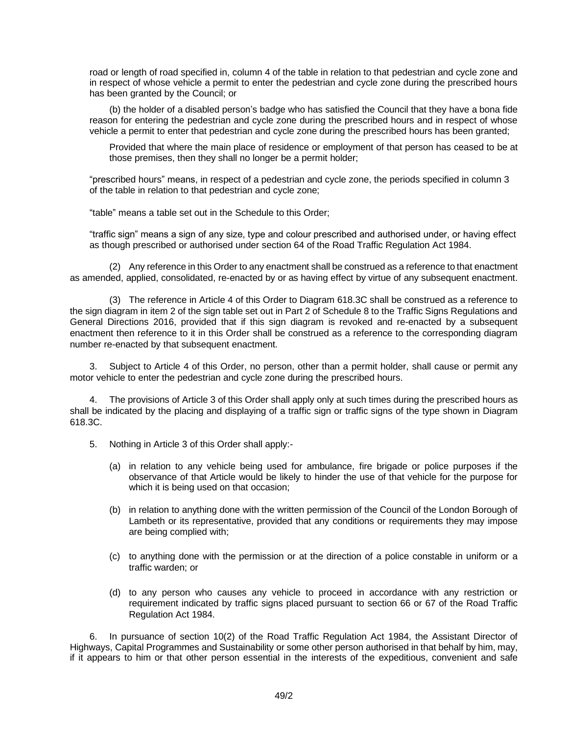road or length of road specified in, column 4 of the table in relation to that pedestrian and cycle zone and in respect of whose vehicle a permit to enter the pedestrian and cycle zone during the prescribed hours has been granted by the Council; or

(b) the holder of a disabled person's badge who has satisfied the Council that they have a bona fide reason for entering the pedestrian and cycle zone during the prescribed hours and in respect of whose vehicle a permit to enter that pedestrian and cycle zone during the prescribed hours has been granted;

Provided that where the main place of residence or employment of that person has ceased to be at those premises, then they shall no longer be a permit holder;

"prescribed hours" means, in respect of a pedestrian and cycle zone, the periods specified in column 3 of the table in relation to that pedestrian and cycle zone;

"table" means a table set out in the Schedule to this Order;

"traffic sign" means a sign of any size, type and colour prescribed and authorised under, or having effect as though prescribed or authorised under section 64 of the Road Traffic Regulation Act 1984.

(2) Any reference in this Order to any enactment shall be construed as a reference to that enactment as amended, applied, consolidated, re-enacted by or as having effect by virtue of any subsequent enactment.

(3) The reference in Article 4 of this Order to Diagram 618.3C shall be construed as a reference to the sign diagram in item 2 of the sign table set out in Part 2 of Schedule 8 to the Traffic Signs Regulations and General Directions 2016, provided that if this sign diagram is revoked and re-enacted by a subsequent enactment then reference to it in this Order shall be construed as a reference to the corresponding diagram number re-enacted by that subsequent enactment.

3. Subject to Article 4 of this Order, no person, other than a permit holder, shall cause or permit any motor vehicle to enter the pedestrian and cycle zone during the prescribed hours.

4. The provisions of Article 3 of this Order shall apply only at such times during the prescribed hours as shall be indicated by the placing and displaying of a traffic sign or traffic signs of the type shown in Diagram 618.3C.

5. Nothing in Article 3 of this Order shall apply:-

(a) in relation to any vehicle being used for ambulance, fire brigade or police purposes if the observance of that Article would be likely to hinder the use of that vehicle for the purpose for which it is being used on that occasion;

(b) in relation to anything done with the written permission of the Council of the London Borough of Lambeth or its representative, provided that any conditions or requirements they may impose are being complied with;

(c) to anything done with the permission or at the direction of a police constable in uniform or a traffic warden; or

(d) to any person who causes any vehicle to proceed in accordance with any restriction or requirement indicated by traffic signs placed pursuant to section 66 or 67 of the Road Traffic Regulation Act 1984.

6. In pursuance of section 10(2) of the Road Traffic Regulation Act 1984, the Assistant Director of Highways, Capital Programmes and Sustainability or some other person authorised in that behalf by him, may, if it appears to him or that other person essential in the interests of the expeditious, convenient and safe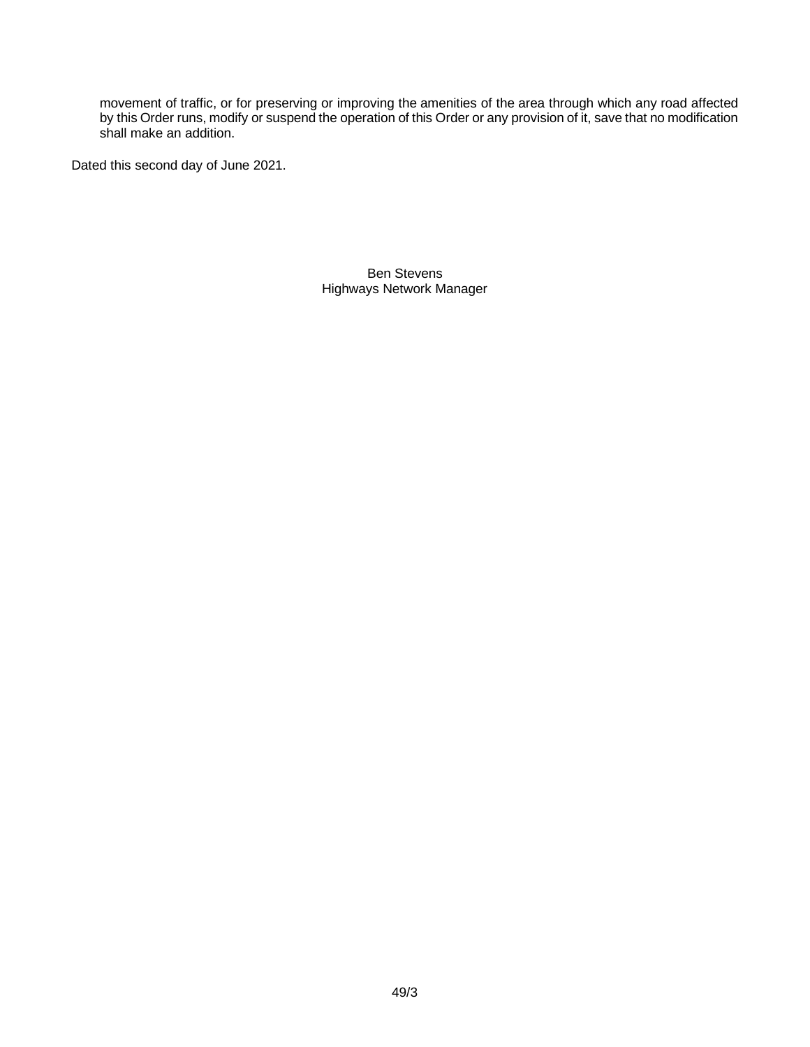movement of traffic, or for preserving or improving the amenities of the area through which any road affected by this Order runs, modify or suspend the operation of this Order or any provision of it, save that no modification shall make an addition.

Dated this second day of June 2021.

Ben Stevens
Highways Network Manager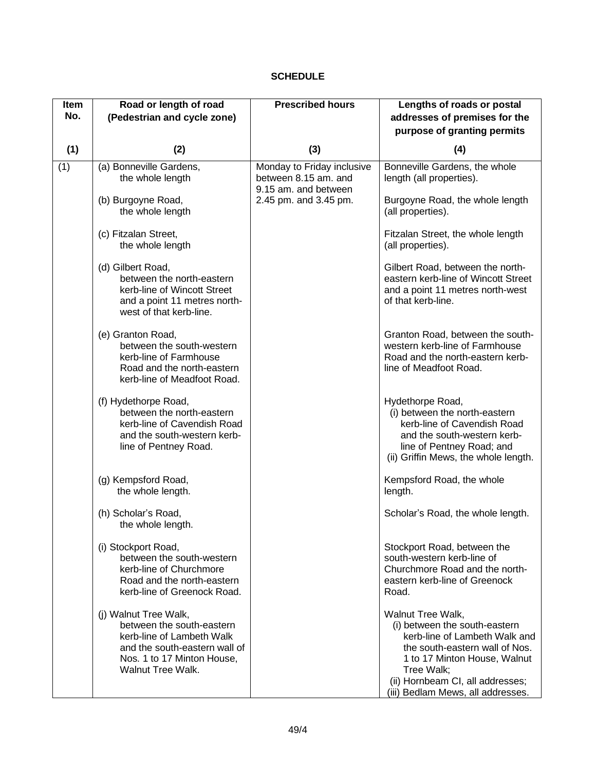**SCHEDULE**

| Item No. | Road or length of road (Pedestrian and cycle zone) | Prescribed hours | Lengths of roads or postal addresses of premises for the purpose of granting permits |
|---|---|---|---|
| (1) | (2) | (3) | (4) |
| (1) | (a) Bonneville Gardens, the whole length | Monday to Friday inclusive between 8.15 am. and 9.15 am. and between 2.45 pm. and 3.45 pm. | Bonneville Gardens, the whole length (all properties). |
| | (b) Burgoyne Road, the whole length | | Burgoyne Road, the whole length (all properties). |
| | (c) Fitzalan Street, the whole length | | Fitzalan Street, the whole length (all properties). |
| | (d) Gilbert Road, between the north-eastern kerb-line of Wincott Street and a point 11 metres north-west of that kerb-line. | | Gilbert Road, between the north-eastern kerb-line of Wincott Street and a point 11 metres north-west of that kerb-line. |
| | (e) Granton Road, between the south-western kerb-line of Farmhouse Road and the north-eastern kerb-line of Meadfoot Road. | | Granton Road, between the south-western kerb-line of Farmhouse Road and the north-eastern kerb-line of Meadfoot Road. |
| | (f) Hydethorpe Road, between the north-eastern kerb-line of Cavendish Road and the south-western kerb-line of Pentney Road. | | Hydethorpe Road, (i) between the north-eastern kerb-line of Cavendish Road and the south-western kerb-line of Pentney Road; and (ii) Griffin Mews, the whole length. |
| | (g) Kempsford Road, the whole length. | | Kempsford Road, the whole length. |
| | (h) Scholar's Road, the whole length. | | Scholar's Road, the whole length. |
| | (i) Stockport Road, between the south-western kerb-line of Churchmore Road and the north-eastern kerb-line of Greenock Road. | | Stockport Road, between the south-western kerb-line of Churchmore Road and the north-eastern kerb-line of Greenock Road. |
| | (j) Walnut Tree Walk, between the south-eastern kerb-line of Lambeth Walk and the south-eastern wall of Nos. 1 to 17 Minton House, Walnut Tree Walk. | | Walnut Tree Walk, (i) between the south-eastern kerb-line of Lambeth Walk and the south-eastern wall of Nos. 1 to 17 Minton House, Walnut Tree Walk; (ii) Hornbeam Cl, all addresses; (iii) Bedlam Mews, all addresses. |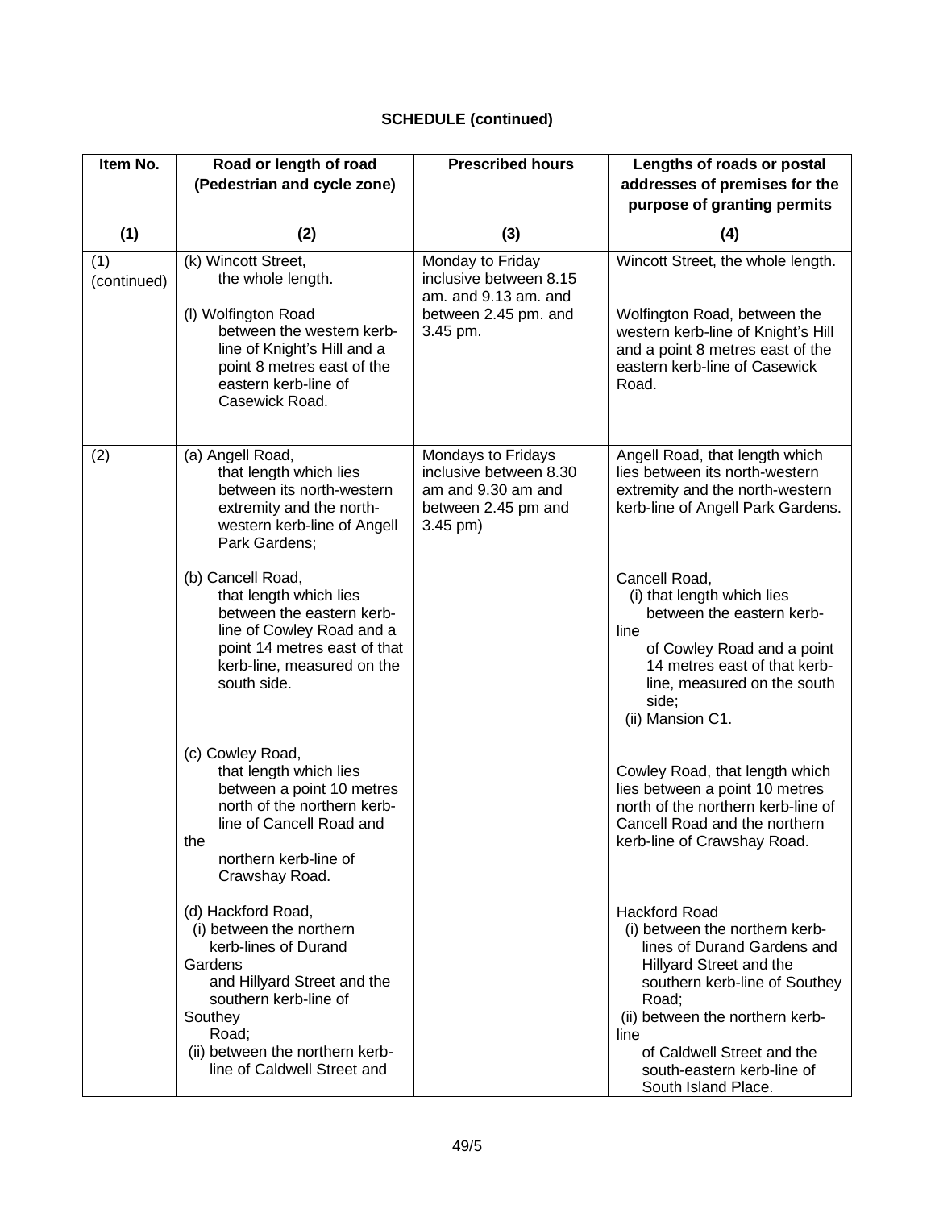**SCHEDULE (continued)**

| Item No. | Road or length of road (Pedestrian and cycle zone) | Prescribed hours | Lengths of roads or postal addresses of premises for the purpose of granting permits |
|---|---|---|---|
| (1) | (2) | (3) | (4) |
| (1) (continued) | (k) Wincott Street, the whole length. | Monday to Friday inclusive between 8.15 am. and 9.13 am. and between 2.45 pm. and 3.45 pm. | Wincott Street, the whole length. |
| | (l) Wolfington Road between the western kerb-line of Knight's Hill and a point 8 metres east of the eastern kerb-line of Casewick Road. | | Wolfington Road, between the western kerb-line of Knight's Hill and a point 8 metres east of the eastern kerb-line of Casewick Road. |
| (2) | (a) Angell Road, that length which lies between its north-western extremity and the north-western kerb-line of Angell Park Gardens; | Mondays to Fridays inclusive between 8.30 am and 9.30 am and between 2.45 pm and 3.45 pm) | Angell Road, that length which lies between its north-western extremity and the north-western kerb-line of Angell Park Gardens. |
| | (b) Cancell Road, that length which lies between the eastern kerb-line of Cowley Road and a point 14 metres east of that kerb-line, measured on the south side. | | Cancell Road, (i) that length which lies between the eastern kerb-line of Cowley Road and a point 14 metres east of that kerb-line, measured on the south side; (ii) Mansion C1. |
| | (c) Cowley Road, that length which lies between a point 10 metres north of the northern kerb-line of Cancell Road and the northern kerb-line of Crawshay Road. | | Cowley Road, that length which lies between a point 10 metres north of the northern kerb-line of Cancell Road and the northern kerb-line of Crawshay Road. |
| | (d) Hackford Road, (i) between the northern kerb-lines of Durand Gardens and Hillyard Street and the southern kerb-line of Southey Road; (ii) between the northern kerb-line of Caldwell Street and | | Hackford Road (i) between the northern kerb-lines of Durand Gardens and Hillyard Street and the southern kerb-line of Southey Road; (ii) between the northern kerb-line of Caldwell Street and the south-eastern kerb-line of South Island Place. |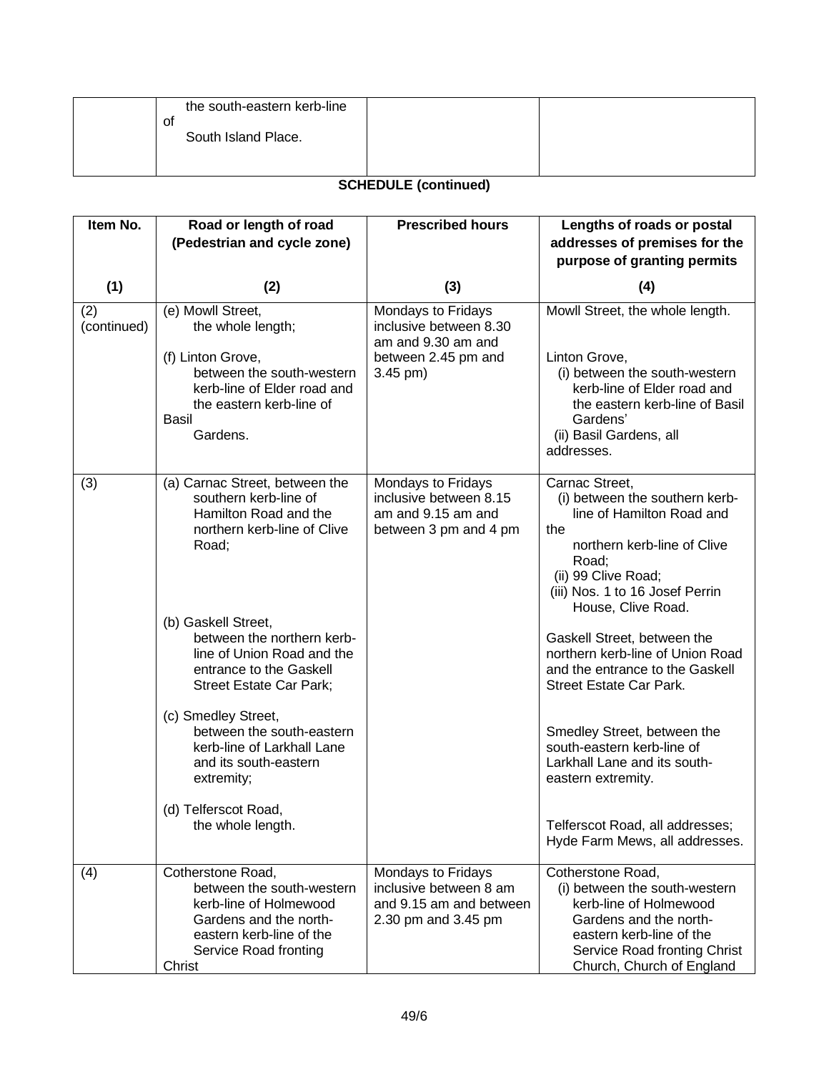| | the south-eastern kerb-line of South Island Place. | | |
|---|---|---|---|

**SCHEDULE (continued)**

| Item No. (1) | Road or length of road (Pedestrian and cycle zone) (2) | Prescribed hours (3) | Lengths of roads or postal addresses of premises for the purpose of granting permits (4) |
|---|---|---|---|
| (2) (continued) | (e) Mowll Street, the whole length;<br><br>(f) Linton Grove, between the south-western kerb-line of Elder road and the eastern kerb-line of Basil Gardens. | Mondays to Fridays inclusive between 8.30 am and 9.30 am and between 2.45 pm and 3.45 pm) | Mowll Street, the whole length.<br><br>Linton Grove,<br>(i) between the south-western kerb-line of Elder road and the eastern kerb-line of Basil Gardens'<br>(ii) Basil Gardens, all addresses. |
| (3) | (a) Carnac Street, between the southern kerb-line of Hamilton Road and the northern kerb-line of Clive Road;<br><br>(b) Gaskell Street, between the northern kerb-line of Union Road and the entrance to the Gaskell Street Estate Car Park;<br><br>(c) Smedley Street, between the south-eastern kerb-line of Larkhall Lane and its south-eastern extremity;<br><br>(d) Telferscot Road, the whole length. | Mondays to Fridays inclusive between 8.15 am and 9.15 am and between 3 pm and 4 pm | Carnac Street,<br>(i) between the southern kerb-line of Hamilton Road and the northern kerb-line of Clive Road;<br>(ii) 99 Clive Road;<br>(iii) Nos. 1 to 16 Josef Perrin House, Clive Road.<br><br>Gaskell Street, between the northern kerb-line of Union Road and the entrance to the Gaskell Street Estate Car Park.<br><br>Smedley Street, between the south-eastern kerb-line of Larkhall Lane and its south-eastern extremity.<br><br>Telferscot Road, all addresses; Hyde Farm Mews, all addresses. |
| (4) | Cotherstone Road, between the south-western kerb-line of Holmewood Gardens and the north-eastern kerb-line of the Service Road fronting Christ | Mondays to Fridays inclusive between 8 am and 9.15 am and between 2.30 pm and 3.45 pm | Cotherstone Road,<br>(i) between the south-western kerb-line of Holmewood Gardens and the north-eastern kerb-line of the Service Road fronting Christ Church, Church of England |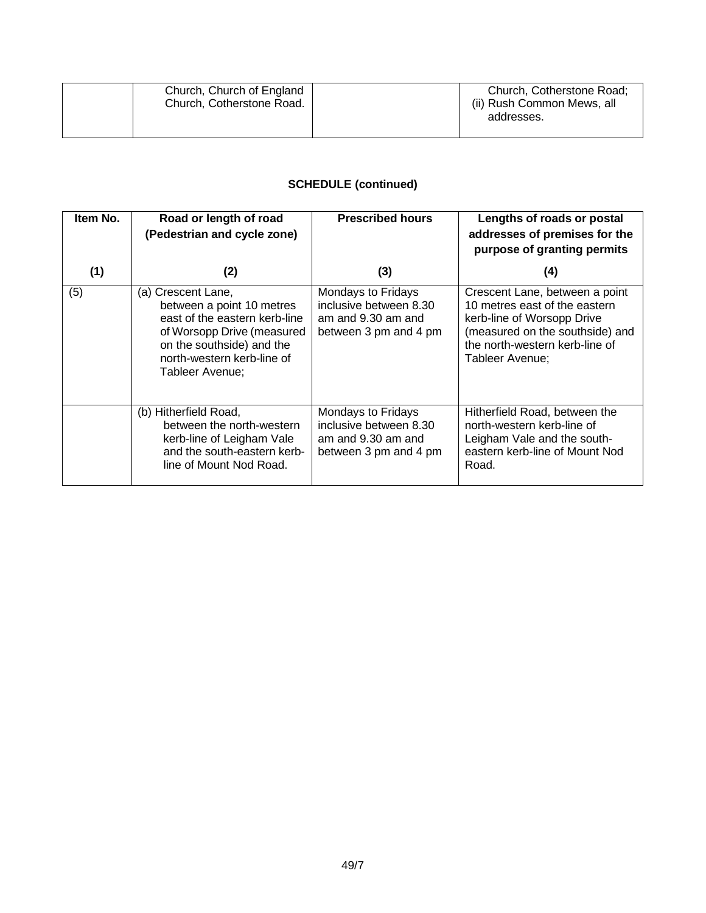| | | | |
|---|---|---|---|
| | Church, Church of England Church, Cotherstone Road. | | Church, Cotherstone Road; (ii) Rush Common Mews, all addresses. |

**SCHEDULE (continued)**

| Item No. (1) | Road or length of road (Pedestrian and cycle zone) (2) | Prescribed hours (3) | Lengths of roads or postal addresses of premises for the purpose of granting permits (4) |
|---|---|---|---|
| (5) | (a) Crescent Lane, between a point 10 metres east of the eastern kerb-line of Worsopp Drive (measured on the southside) and the north-western kerb-line of Tableer Avenue; | Mondays to Fridays inclusive between 8.30 am and 9.30 am and between 3 pm and 4 pm | Crescent Lane, between a point 10 metres east of the eastern kerb-line of Worsopp Drive (measured on the southside) and the north-western kerb-line of Tableer Avenue; |
| | (b) Hitherfield Road, between the north-western kerb-line of Leigham Vale and the south-eastern kerb-line of Mount Nod Road. | Mondays to Fridays inclusive between 8.30 am and 9.30 am and between 3 pm and 4 pm | Hitherfield Road, between the north-western kerb-line of Leigham Vale and the south-eastern kerb-line of Mount Nod Road. |